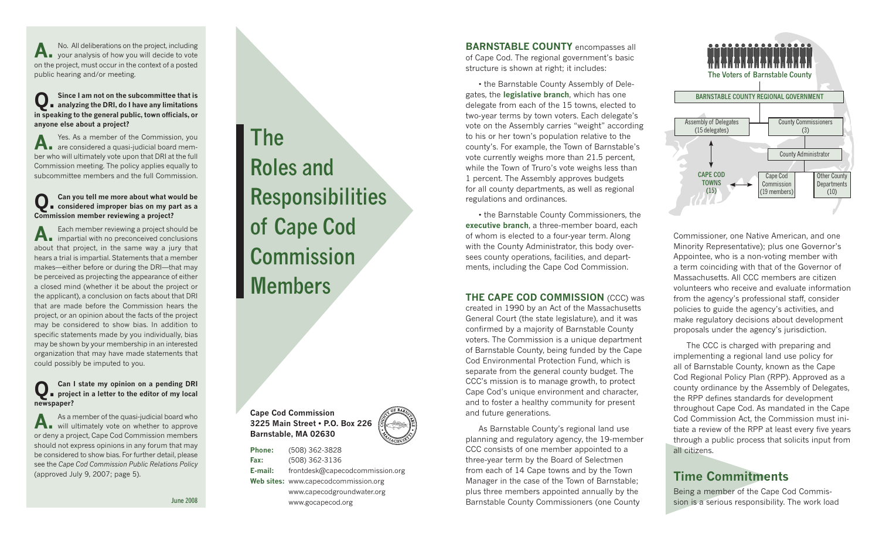**A.** No. All deliberations on the project, including your analysis of how you will decide to vote on the project, must occur in the context of a posted public hearing and/or meeting.

**Q. Since I am not on the subcommittee that is analyzing the DRI, do I have any limitations in speaking to the general public, town officials, or anyone else about a project?**

**A.** Yes. As a member of the Commission, you are considered a quasi-judicial board member who will ultimately vote upon that DRI at the full Commission meeting. The policy applies equally to subcommittee members and the full Commission.

**Q. Can you tell me more about what would be considered improper bias on my part as a Commission member reviewing a project?**

**A.** Each member reviewing a project should be impartial with no preconceived conclusions about that project, in the same way a jury that hears a trial is impartial. Statements that a member makes—either before or during the DRI—that may be perceived as projecting the appearance of either a closed mind (whether it be about the project or the applicant), a conclusion on facts about that DRI that are made before the Commission hears the project, or an opinion about the facts of the project may be considered to show bias. In addition to specific statements made by you individually, bias may be shown by your membership in an interested organization that may have made statements that could possibly be imputed to you.

**Q. Can I state my opinion on a pending DRI project in a letter to the editor of my local newspaper?**

**A.** As a member of the quasi-judicial board who will ultimately vote on whether to approve or deny a project, Cape Cod Commission members should not express opinions in any forum that may be considered to show bias. For further detail, please see the *Cape Cod Commission Public Relations Policy* (approved July 9, 2007; page 5).

June 2008

# The Roles and Responsibilities of Cape Cod Commission Members

**Cape Cod Commission**
**3225 Main Street • P.O. Box 226**
**Barnstable, MA 02630**

**Phone:** (508) 362-3828
**Fax:** (508) 362-3136
**E-mail:** frontdesk@capecodcommission.org
**Web sites:** www.capecodcommission.org
www.capecodgroundwater.org
www.gocapecod.org

**BARNSTABLE COUNTY** encompasses all of Cape Cod. The regional government's basic structure is shown at right; it includes:

- the Barnstable County Assembly of Delegates, the **legislative branch**, which has one delegate from each of the 15 towns, elected to two-year terms by town voters. Each delegate's vote on the Assembly carries "weight" according to his or her town's population relative to the county's. For example, the Town of Barnstable's vote currently weighs more than 21.5 percent, while the Town of Truro's vote weighs less than 1 percent. The Assembly approves budgets for all county departments, as well as regional regulations and ordinances.

- the Barnstable County Commissioners, the **executive branch**, a three-member board, each of whom is elected to a four-year term. Along with the County Administrator, this body oversees county operations, facilities, and departments, including the Cape Cod Commission.

The Voters of Barnstable County

BARNSTABLE COUNTY REGIONAL GOVERNMENT

- Assembly of Delegates (15 delegates)
- County Commissioners (3)
- County Administrator
- CAPE COD TOWNS (15)
- Cape Cod Commission (19 members)
- Other County Departments (10)

**THE CAPE COD COMMISSION** (CCC) was created in 1990 by an Act of the Massachusetts General Court (the state legislature), and it was confirmed by a majority of Barnstable County voters. The Commission is a unique department of Barnstable County, being funded by the Cape Cod Environmental Protection Fund, which is separate from the general county budget. The CCC's mission is to manage growth, to protect Cape Cod's unique environment and character, and to foster a healthy community for present and future generations.

As Barnstable County's regional land use planning and regulatory agency, the 19-member CCC consists of one member appointed to a three-year term by the Board of Selectmen from each of 14 Cape towns and by the Town Manager in the case of the Town of Barnstable; plus three members appointed annually by the Barnstable County Commissioners (one County Commissioner, one Native American, and one Minority Representative); plus one Governor's Appointee, who is a non-voting member with a term coinciding with that of the Governor of Massachusetts. All CCC members are citizen volunteers who receive and evaluate information from the agency's professional staff, consider policies to guide the agency's activities, and make regulatory decisions about development proposals under the agency's jurisdiction.

The CCC is charged with preparing and implementing a regional land use policy for all of Barnstable County, known as the Cape Cod Regional Policy Plan (RPP). Approved as a county ordinance by the Assembly of Delegates, the RPP defines standards for development throughout Cape Cod. As mandated in the Cape Cod Commission Act, the Commission must initiate a review of the RPP at least every five years through a public process that solicits input from all citizens.

## Time Commitments

Being a member of the Cape Cod Commission is a serious responsibility. The work load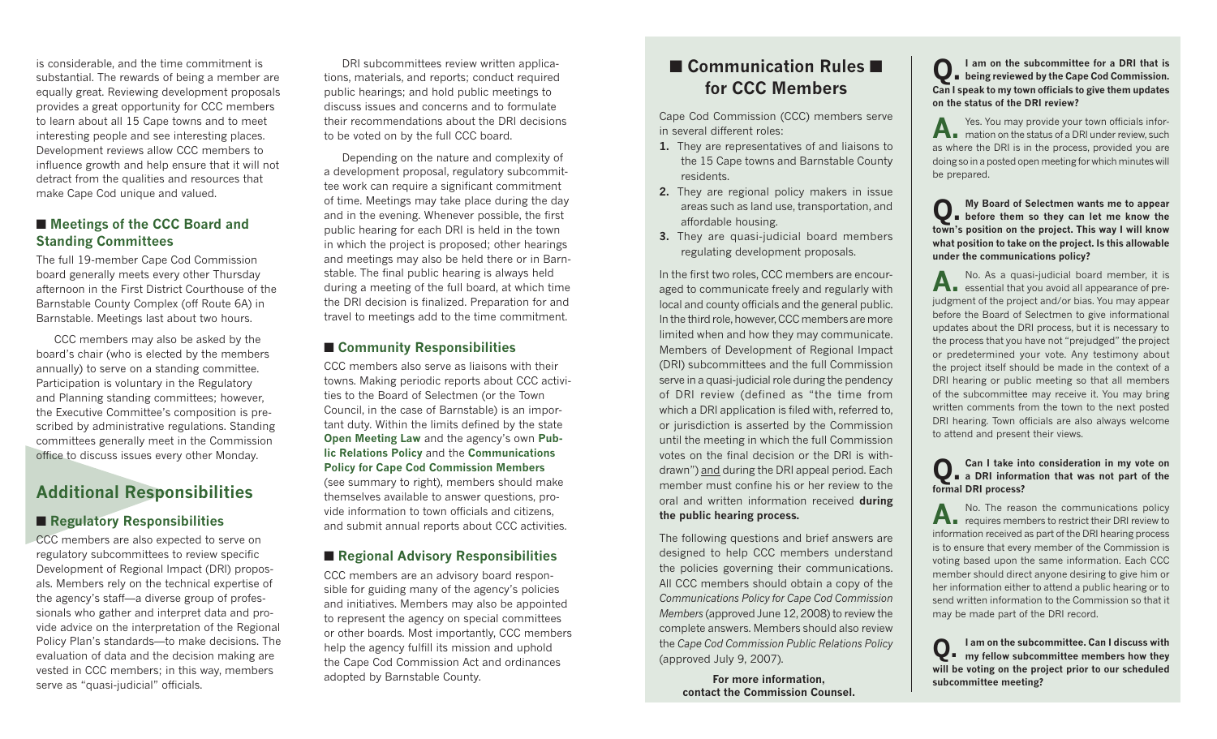is considerable, and the time commitment is substantial. The rewards of being a member are equally great. Reviewing development proposals provides a great opportunity for CCC members to learn about all 15 Cape towns and to meet interesting people and see interesting places. Development reviews allow CCC members to influence growth and help ensure that it will not detract from the qualities and resources that make Cape Cod unique and valued.

### Meetings of the CCC Board and Standing Committees

The full 19-member Cape Cod Commission board generally meets every other Thursday afternoon in the First District Courthouse of the Barnstable County Complex (off Route 6A) in Barnstable. Meetings last about two hours.

CCC members may also be asked by the board's chair (who is elected by the members annually) to serve on a standing committee. Participation is voluntary in the Regulatory and Planning standing committees; however, the Executive Committee's composition is prescribed by administrative regulations. Standing committees generally meet in the Commission office to discuss issues every other Monday.

## Additional Responsibilities

### Regulatory Responsibilities

CCC members are also expected to serve on regulatory subcommittees to review specific Development of Regional Impact (DRI) proposals. Members rely on the technical expertise of the agency's staff—a diverse group of professionals who gather and interpret data and provide advice on the interpretation of the Regional Policy Plan's standards—to make decisions. The evaluation of data and the decision making are vested in CCC members; in this way, members serve as "quasi-judicial" officials.

DRI subcommittees review written applications, materials, and reports; conduct required public hearings; and hold public meetings to discuss issues and concerns and to formulate their recommendations about the DRI decisions to be voted on by the full CCC board.

Depending on the nature and complexity of a development proposal, regulatory subcommittee work can require a significant commitment of time. Meetings may take place during the day and in the evening. Whenever possible, the first public hearing for each DRI is held in the town in which the project is proposed; other hearings and meetings may also be held there or in Barnstable. The final public hearing is always held during a meeting of the full board, at which time the DRI decision is finalized. Preparation for and travel to meetings add to the time commitment.

### Community Responsibilities

CCC members also serve as liaisons with their towns. Making periodic reports about CCC activities to the Board of Selectmen (or the Town Council, in the case of Barnstable) is an important duty. Within the limits defined by the state **Open Meeting Law** and the agency's own **Public Relations Policy** and the **Communications Policy for Cape Cod Commission Members** (see summary to right), members should make themselves available to answer questions, provide information to town officials and citizens, and submit annual reports about CCC activities.

### Regional Advisory Responsibilities

CCC members are an advisory board responsible for guiding many of the agency's policies and initiatives. Members may also be appointed to represent the agency on special committees or other boards. Most importantly, CCC members help the agency fulfill its mission and uphold the Cape Cod Commission Act and ordinances adopted by Barnstable County.

## Communication Rules for CCC Members

Cape Cod Commission (CCC) members serve in several different roles:

1. They are representatives of and liaisons to the 15 Cape towns and Barnstable County residents.
2. They are regional policy makers in issue areas such as land use, transportation, and affordable housing.
3. They are quasi-judicial board members regulating development proposals.

In the first two roles, CCC members are encouraged to communicate freely and regularly with local and county officials and the general public. In the third role, however, CCC members are more limited when and how they may communicate. Members of Development of Regional Impact (DRI) subcommittees and the full Commission serve in a quasi-judicial role during the pendency of DRI review (defined as "the time from which a DRI application is filed with, referred to, or jurisdiction is asserted by the Commission until the meeting in which the full Commission votes on the final decision or the DRI is withdrawn") and during the DRI appeal period. Each member must confine his or her review to the oral and written information received **during the public hearing process.**

The following questions and brief answers are designed to help CCC members understand the policies governing their communications. All CCC members should obtain a copy of the *Communications Policy for Cape Cod Commission Members* (approved June 12, 2008) to review the complete answers. Members should also review the *Cape Cod Commission Public Relations Policy* (approved July 9, 2007).

**For more information, contact the Commission Counsel.**

**Q. I am on the subcommittee for a DRI that is being reviewed by the Cape Cod Commission. Can I speak to my town officials to give them updates on the status of the DRI review?**

**A.** Yes. You may provide your town officials information on the status of a DRI under review, such as where the DRI is in the process, provided you are doing so in a posted open meeting for which minutes will be prepared.

**Q. My Board of Selectmen wants me to appear before them so they can let me know the town's position on the project. This way I will know what position to take on the project. Is this allowable under the communications policy?**

**A.** No. As a quasi-judicial board member, it is essential that you avoid all appearance of pre-judgment of the project and/or bias. You may appear before the Board of Selectmen to give informational updates about the DRI process, but it is necessary to the process that you have not "prejudged" the project or predetermined your vote. Any testimony about the project itself should be made in the context of a DRI hearing or public meeting so that all members of the subcommittee may receive it. You may bring written comments from the town to the next posted DRI hearing. Town officials are also always welcome to attend and present their views.

**Q. Can I take into consideration in my vote on a DRI information that was not part of the formal DRI process?**

**A.** No. The reason the communications policy requires members to restrict their DRI review to information received as part of the DRI hearing process is to ensure that every member of the Commission is voting based upon the same information. Each CCC member should direct anyone desiring to give him or her information either to attend a public hearing or to send written information to the Commission so that it may be made part of the DRI record.

**Q. I am on the subcommittee. Can I discuss with my fellow subcommittee members how they will be voting on the project prior to our scheduled subcommittee meeting?**